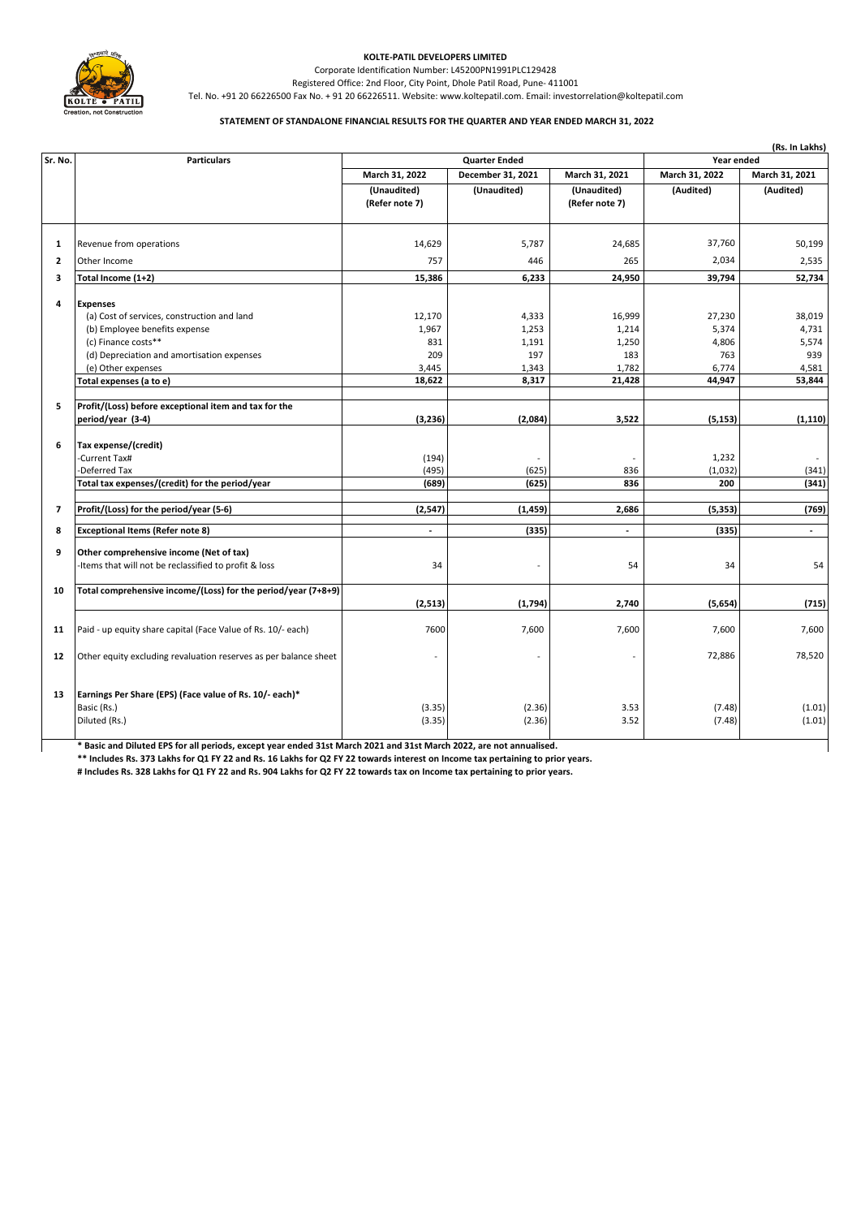**KOLTE-PATIL DEVELOPERS LIMITED**

Corporate Identification Number: L45200PN1991PLC129428

Registered Office: 2nd Floor, City Point, Dhole Patil Road, Pune- 411001

Tel. No. +91 20 66226500 Fax No. + 91 20 66226511. Website: www.koltepatil.com. Email: investorrelation@koltepatil.com

**STATEMENT OF STANDALONE FINANCIAL RESULTS FOR THE QUARTER AND YEAR ENDED MARCH 31, 2022**

(Rs. In Lakhs)

| Sr. No. | Particulars | Quarter Ended | | | Year ended | |
|---|---|---|---|---|---|---|
| | | March 31, 2022 | December 31, 2021 | March 31, 2021 | March 31, 2022 | March 31, 2021 |
| | | (Unaudited) (Refer note 7) | (Unaudited) | (Unaudited) (Refer note 7) | (Audited) | (Audited) |
| 1 | Revenue from operations | 14,629 | 5,787 | 24,685 | 37,760 | 50,199 |
| 2 | Other Income | 757 | 446 | 265 | 2,034 | 2,535 |
| 3 | **Total Income (1+2)** | **15,386** | **6,233** | **24,950** | **39,794** | **52,734** |
| 4 | **Expenses** | | | | | |
| | (a) Cost of services, construction and land | 12,170 | 4,333 | 16,999 | 27,230 | 38,019 |
| | (b) Employee benefits expense | 1,967 | 1,253 | 1,214 | 5,374 | 4,731 |
| | (c) Finance costs** | 831 | 1,191 | 1,250 | 4,806 | 5,574 |
| | (d) Depreciation and amortisation expenses | 209 | 197 | 183 | 763 | 939 |
| | (e) Other expenses | 3,445 | 1,343 | 1,782 | 6,774 | 4,581 |
| | **Total expenses (a to e)** | **18,622** | **8,317** | **21,428** | **44,947** | **53,844** |
| 5 | **Profit/(Loss) before exceptional item and tax for the period/year (3-4)** | **(3,236)** | **(2,084)** | **3,522** | **(5,153)** | **(1,110)** |
| 6 | **Tax expense/(credit)** | | | | | |
| | -Current Tax# | (194) | - | - | 1,232 | - |
| | -Deferred Tax | (495) | (625) | 836 | (1,032) | (341) |
| | **Total tax expenses/(credit) for the period/year** | **(689)** | **(625)** | **836** | **200** | **(341)** |
| 7 | **Profit/(Loss) for the period/year (5-6)** | **(2,547)** | **(1,459)** | **2,686** | **(5,353)** | **(769)** |
| 8 | **Exceptional Items (Refer note 8)** | **-** | **(335)** | **-** | **(335)** | **-** |
| 9 | **Other comprehensive income (Net of tax)** | | | | | |
| | -Items that will not be reclassified to profit & loss | 34 | - | 54 | 34 | 54 |
| 10 | **Total comprehensive income/(Loss) for the period/year (7+8+9)** | **(2,513)** | **(1,794)** | **2,740** | **(5,654)** | **(715)** |
| 11 | Paid - up equity share capital (Face Value of Rs. 10/- each) | 7600 | 7,600 | 7,600 | 7,600 | 7,600 |
| 12 | Other equity excluding revaluation reserves as per balance sheet | - | - | - | 72,886 | 78,520 |
| 13 | **Earnings Per Share (EPS) (Face value of Rs. 10/- each)*** | | | | | |
| | Basic (Rs.) | (3.35) | (2.36) | 3.53 | (7.48) | (1.01) |
| | Diluted (Rs.) | (3.35) | (2.36) | 3.52 | (7.48) | (1.01) |

**\* Basic and Diluted EPS for all periods, except year ended 31st March 2021 and 31st March 2022, are not annualised.**

**\*\* Includes Rs. 373 Lakhs for Q1 FY 22 and Rs. 16 Lakhs for Q2 FY 22 towards interest on Income tax pertaining to prior years.**

**# Includes Rs. 328 Lakhs for Q1 FY 22 and Rs. 904 Lakhs for Q2 FY 22 towards tax on Income tax pertaining to prior years.**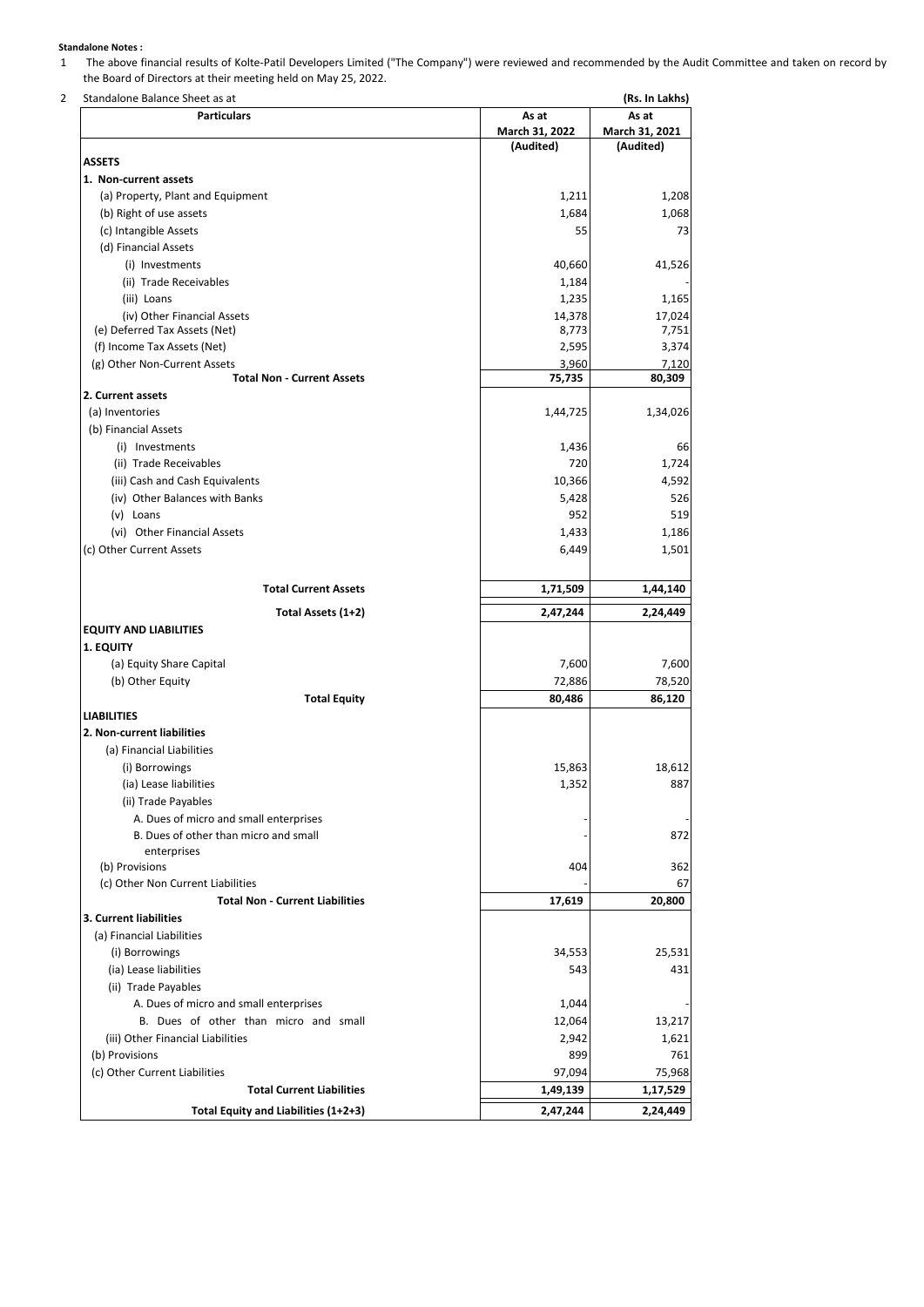**Standalone Notes :**

1. The above financial results of Kolte-Patil Developers Limited ("The Company") were reviewed and recommended by the Audit Committee and taken on record by the Board of Directors at their meeting held on May 25, 2022.

2. Standalone Balance Sheet as at **(Rs. In Lakhs)**

| **Particulars** | **As at March 31, 2022 (Audited)** | **As at March 31, 2021 (Audited)** |
|---|---|---|
| **ASSETS** | | |
| **1. Non-current assets** | | |
| (a) Property, Plant and Equipment | 1,211 | 1,208 |
| (b) Right of use assets | 1,684 | 1,068 |
| (c) Intangible Assets | 55 | 73 |
| (d) Financial Assets | | |
| (i) Investments | 40,660 | 41,526 |
| (ii) Trade Receivables | 1,184 | - |
| (iii) Loans | 1,235 | 1,165 |
| (iv) Other Financial Assets | 14,378 | 17,024 |
| (e) Deferred Tax Assets (Net) | 8,773 | 7,751 |
| (f) Income Tax Assets (Net) | 2,595 | 3,374 |
| (g) Other Non-Current Assets | 3,960 | 7,120 |
| **Total Non - Current Assets** | **75,735** | **80,309** |
| **2. Current assets** | | |
| (a) Inventories | 1,44,725 | 1,34,026 |
| (b) Financial Assets | | |
| (i) Investments | 1,436 | 66 |
| (ii) Trade Receivables | 720 | 1,724 |
| (iii) Cash and Cash Equivalents | 10,366 | 4,592 |
| (iv) Other Balances with Banks | 5,428 | 526 |
| (v) Loans | 952 | 519 |
| (vi) Other Financial Assets | 1,433 | 1,186 |
| (c) Other Current Assets | 6,449 | 1,501 |
| **Total Current Assets** | **1,71,509** | **1,44,140** |
| **Total Assets (1+2)** | **2,47,244** | **2,24,449** |
| **EQUITY AND LIABILITIES** | | |
| **1. EQUITY** | | |
| (a) Equity Share Capital | 7,600 | 7,600 |
| (b) Other Equity | 72,886 | 78,520 |
| **Total Equity** | **80,486** | **86,120** |
| **LIABILITIES** | | |
| **2. Non-current liabilities** | | |
| (a) Financial Liabilities | | |
| (i) Borrowings | 15,863 | 18,612 |
| (ia) Lease liabilities | 1,352 | 887 |
| (ii) Trade Payables | | |
| A. Dues of micro and small enterprises | - | - |
| B. Dues of other than micro and small enterprises | - | 872 |
| (b) Provisions | 404 | 362 |
| (c) Other Non Current Liabilities | - | 67 |
| **Total Non - Current Liabilities** | **17,619** | **20,800** |
| **3. Current liabilities** | | |
| (a) Financial Liabilities | | |
| (i) Borrowings | 34,553 | 25,531 |
| (ia) Lease liabilities | 543 | 431 |
| (ii) Trade Payables | | |
| A. Dues of micro and small enterprises | 1,044 | - |
| B. Dues of other than micro and small | 12,064 | 13,217 |
| (iii) Other Financial Liabilities | 2,942 | 1,621 |
| (b) Provisions | 899 | 761 |
| (c) Other Current Liabilities | 97,094 | 75,968 |
| **Total Current Liabilities** | **1,49,139** | **1,17,529** |
| **Total Equity and Liabilities (1+2+3)** | **2,47,244** | **2,24,449** |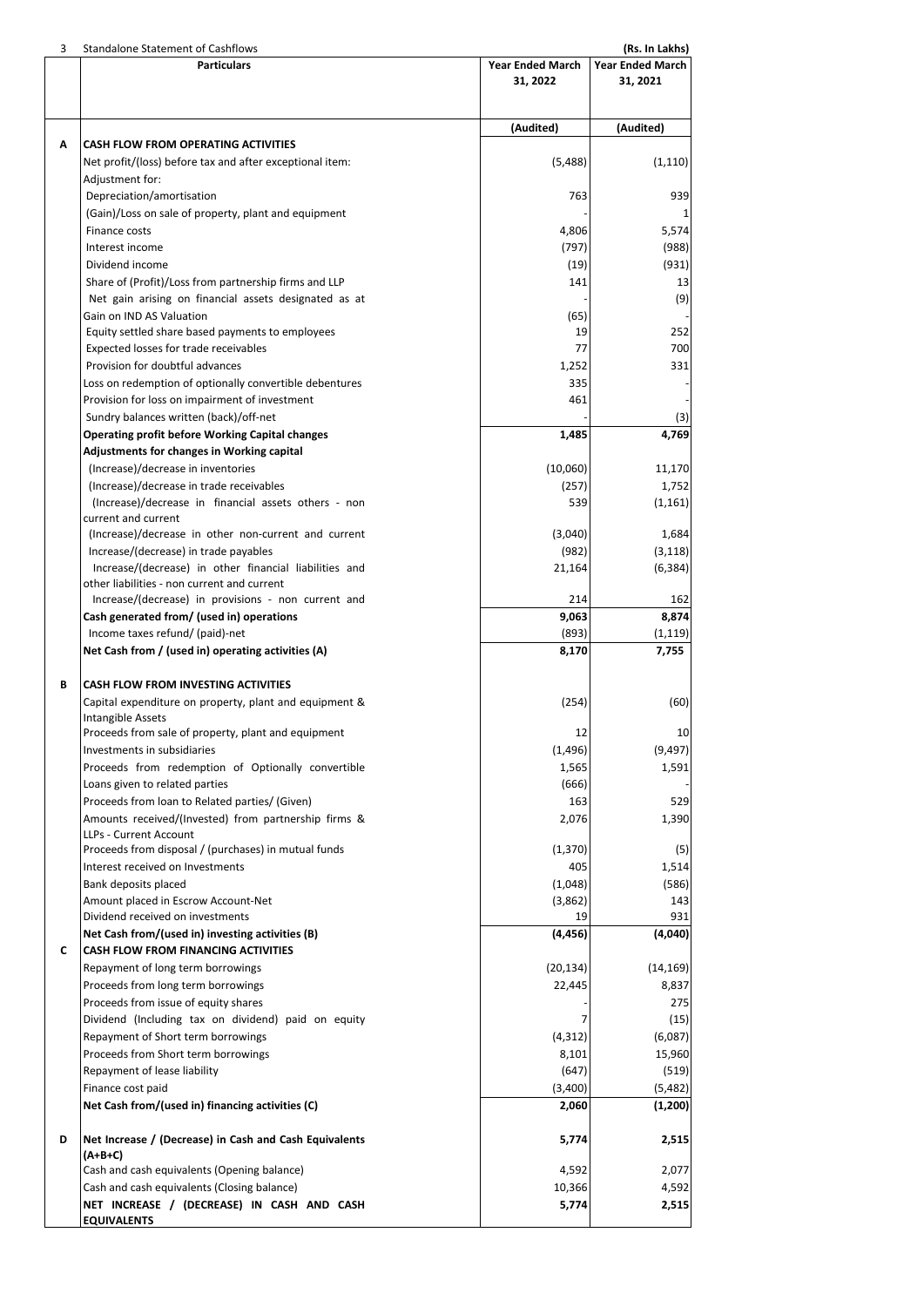3 Standalone Statement of Cashflows **(Rs. In Lakhs)**

| | Particulars | Year Ended March 31, 2022 | Year Ended March 31, 2021 |
|---|---|---|---|
| | | (Audited) | (Audited) |
| **A** | **CASH FLOW FROM OPERATING ACTIVITIES** | | |
| | Net profit/(loss) before tax and after exceptional item: | (5,488) | (1,110) |
| | Adjustment for: | | |
| | Depreciation/amortisation | 763 | 939 |
| | (Gain)/Loss on sale of property, plant and equipment | - | 1 |
| | Finance costs | 4,806 | 5,574 |
| | Interest income | (797) | (988) |
| | Dividend income | (19) | (931) |
| | Share of (Profit)/Loss from partnership firms and LLP | 141 | 13 |
| | Net gain arising on financial assets designated as at | - | (9) |
| | Gain on IND AS Valuation | (65) | - |
| | Equity settled share based payments to employees | 19 | 252 |
| | Expected losses for trade receivables | 77 | 700 |
| | Provision for doubtful advances | 1,252 | 331 |
| | Loss on redemption of optionally convertible debentures | 335 | - |
| | Provision for loss on impairment of investment | 461 | - |
| | Sundry balances written (back)/off-net | - | (3) |
| | **Operating profit before Working Capital changes** | **1,485** | **4,769** |
| | **Adjustments for changes in Working capital** | | |
| | (Increase)/decrease in inventories | (10,060) | 11,170 |
| | (Increase)/decrease in trade receivables | (257) | 1,752 |
| | (Increase)/decrease in financial assets others - non current and current | 539 | (1,161) |
| | (Increase)/decrease in other non-current and current | (3,040) | 1,684 |
| | Increase/(decrease) in trade payables | (982) | (3,118) |
| | Increase/(decrease) in other financial liabilities and other liabilities - non current and current | 21,164 | (6,384) |
| | Increase/(decrease) in provisions - non current and | 214 | 162 |
| | **Cash generated from/ (used in) operations** | **9,063** | **8,874** |
| | Income taxes refund/ (paid)-net | (893) | (1,119) |
| | **Net Cash from / (used in) operating activities (A)** | **8,170** | **7,755** |
| **B** | **CASH FLOW FROM INVESTING ACTIVITIES** | | |
| | Capital expenditure on property, plant and equipment & Intangible Assets | (254) | (60) |
| | Proceeds from sale of property, plant and equipment | 12 | 10 |
| | Investments in subsidiaries | (1,496) | (9,497) |
| | Proceeds from redemption of Optionally convertible | 1,565 | 1,591 |
| | Loans given to related parties | (666) | - |
| | Proceeds from loan to Related parties/ (Given) | 163 | 529 |
| | Amounts received/(Invested) from partnership firms & LLPs - Current Account | 2,076 | 1,390 |
| | Proceeds from disposal / (purchases) in mutual funds | (1,370) | (5) |
| | Interest received on Investments | 405 | 1,514 |
| | Bank deposits placed | (1,048) | (586) |
| | Amount placed in Escrow Account-Net | (3,862) | 143 |
| | Dividend received on investments | 19 | 931 |
| | **Net Cash from/(used in) investing activities (B)** | **(4,456)** | **(4,040)** |
| **C** | **CASH FLOW FROM FINANCING ACTIVITIES** | | |
| | Repayment of long term borrowings | (20,134) | (14,169) |
| | Proceeds from long term borrowings | 22,445 | 8,837 |
| | Proceeds from issue of equity shares | - | 275 |
| | Dividend (Including tax on dividend) paid on equity | 7 | (15) |
| | Repayment of Short term borrowings | (4,312) | (6,087) |
| | Proceeds from Short term borrowings | 8,101 | 15,960 |
| | Repayment of lease liability | (647) | (519) |
| | Finance cost paid | (3,400) | (5,482) |
| | **Net Cash from/(used in) financing activities (C)** | **2,060** | **(1,200)** |
| **D** | **Net Increase / (Decrease) in Cash and Cash Equivalents (A+B+C)** | **5,774** | **2,515** |
| | Cash and cash equivalents (Opening balance) | 4,592 | 2,077 |
| | Cash and cash equivalents (Closing balance) | 10,366 | 4,592 |
| | **NET INCREASE / (DECREASE) IN CASH AND CASH EQUIVALENTS** | **5,774** | **2,515** |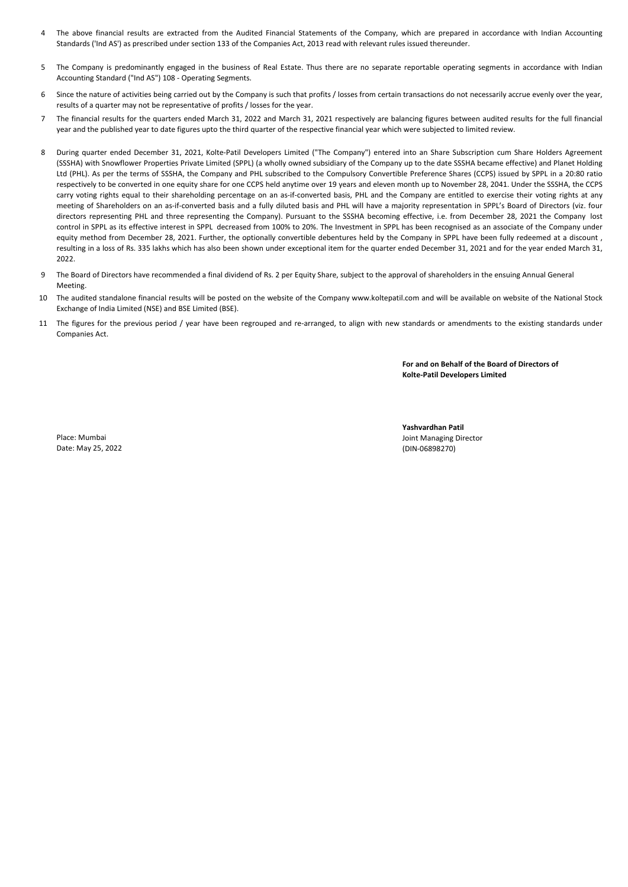4 The above financial results are extracted from the Audited Financial Statements of the Company, which are prepared in accordance with Indian Accounting Standards ('Ind AS') as prescribed under section 133 of the Companies Act, 2013 read with relevant rules issued thereunder.

5 The Company is predominantly engaged in the business of Real Estate. Thus there are no separate reportable operating segments in accordance with Indian Accounting Standard ("Ind AS") 108 - Operating Segments.

6 Since the nature of activities being carried out by the Company is such that profits / losses from certain transactions do not necessarily accrue evenly over the year, results of a quarter may not be representative of profits / losses for the year.

7 The financial results for the quarters ended March 31, 2022 and March 31, 2021 respectively are balancing figures between audited results for the full financial year and the published year to date figures upto the third quarter of the respective financial year which were subjected to limited review.

8 During quarter ended December 31, 2021, Kolte-Patil Developers Limited ("The Company") entered into an Share Subscription cum Share Holders Agreement (SSSHA) with Snowflower Properties Private Limited (SPPL) (a wholly owned subsidiary of the Company up to the date SSSHA became effective) and Planet Holding Ltd (PHL). As per the terms of SSSHA, the Company and PHL subscribed to the Compulsory Convertible Preference Shares (CCPS) issued by SPPL in a 20:80 ratio respectively to be converted in one equity share for one CCPS held anytime over 19 years and eleven month up to November 28, 2041. Under the SSSHA, the CCPS carry voting rights equal to their shareholding percentage on an as-if-converted basis, PHL and the Company are entitled to exercise their voting rights at any meeting of Shareholders on an as-if-converted basis and a fully diluted basis and PHL will have a majority representation in SPPL's Board of Directors (viz. four directors representing PHL and three representing the Company). Pursuant to the SSSHA becoming effective, i.e. from December 28, 2021 the Company lost control in SPPL as its effective interest in SPPL decreased from 100% to 20%. The Investment in SPPL has been recognised as an associate of the Company under equity method from December 28, 2021. Further, the optionally convertible debentures held by the Company in SPPL have been fully redeemed at a discount , resulting in a loss of Rs. 335 lakhs which has also been shown under exceptional item for the quarter ended December 31, 2021 and for the year ended March 31, 2022.

9 The Board of Directors have recommended a final dividend of Rs. 2 per Equity Share, subject to the approval of shareholders in the ensuing Annual General Meeting.

10 The audited standalone financial results will be posted on the website of the Company www.koltepatil.com and will be available on website of the National Stock Exchange of India Limited (NSE) and BSE Limited (BSE).

11 The figures for the previous period / year have been regrouped and re-arranged, to align with new standards or amendments to the existing standards under Companies Act.

**For and on Behalf of the Board of Directors of**
**Kolte-Patil Developers Limited**

**Yashvardhan Patil**
Joint Managing Director
(DIN-06898270)

Place: Mumbai
Date: May 25, 2022